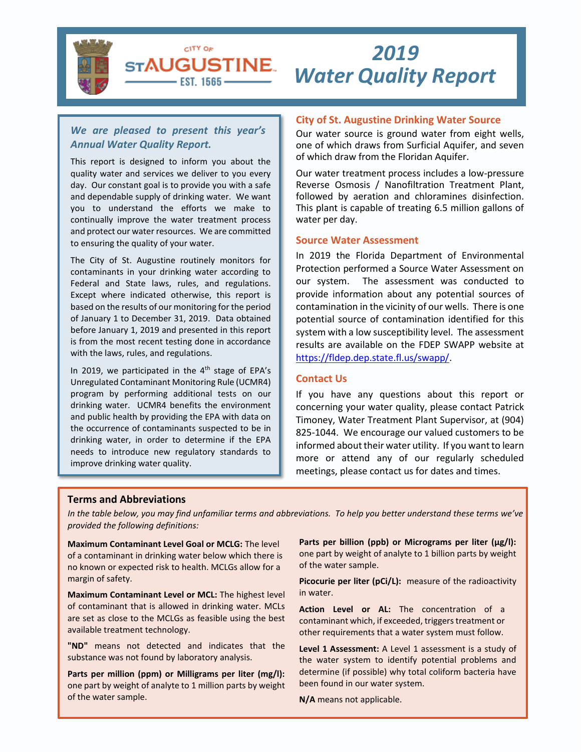CITY OF ST AUGUSTINE EST. 1565

# 2019 Water Quality Report

***We are pleased to present this year's Annual Water Quality Report.***

This report is designed to inform you about the quality water and services we deliver to you every day. Our constant goal is to provide you with a safe and dependable supply of drinking water. We want you to understand the efforts we make to continually improve the water treatment process and protect our water resources. We are committed to ensuring the quality of your water.

The City of St. Augustine routinely monitors for contaminants in your drinking water according to Federal and State laws, rules, and regulations. Except where indicated otherwise, this report is based on the results of our monitoring for the period of January 1 to December 31, 2019. Data obtained before January 1, 2019 and presented in this report is from the most recent testing done in accordance with the laws, rules, and regulations.

In 2019, we participated in the 4th stage of EPA's Unregulated Contaminant Monitoring Rule (UCMR4) program by performing additional tests on our drinking water. UCMR4 benefits the environment and public health by providing the EPA with data on the occurrence of contaminants suspected to be in drinking water, in order to determine if the EPA needs to introduce new regulatory standards to improve drinking water quality.

## City of St. Augustine Drinking Water Source

Our water source is ground water from eight wells, one of which draws from Surficial Aquifer, and seven of which draw from the Floridan Aquifer.

Our water treatment process includes a low-pressure Reverse Osmosis / Nanofiltration Treatment Plant, followed by aeration and chloramines disinfection. This plant is capable of treating 6.5 million gallons of water per day.

## Source Water Assessment

In 2019 the Florida Department of Environmental Protection performed a Source Water Assessment on our system. The assessment was conducted to provide information about any potential sources of contamination in the vicinity of our wells. There is one potential source of contamination identified for this system with a low susceptibility level. The assessment results are available on the FDEP SWAPP website at https://fldep.dep.state.fl.us/swapp/.

## Contact Us

If you have any questions about this report or concerning your water quality, please contact Patrick Timoney, Water Treatment Plant Supervisor, at (904) 825-1044. We encourage our valued customers to be informed about their water utility. If you want to learn more or attend any of our regularly scheduled meetings, please contact us for dates and times.

## Terms and Abbreviations

*In the table below, you may find unfamiliar terms and abbreviations. To help you better understand these terms we've provided the following definitions:*

**Maximum Contaminant Level Goal or MCLG:** The level of a contaminant in drinking water below which there is no known or expected risk to health. MCLGs allow for a margin of safety.

**Maximum Contaminant Level or MCL:** The highest level of contaminant that is allowed in drinking water. MCLs are set as close to the MCLGs as feasible using the best available treatment technology.

**"ND"** means not detected and indicates that the substance was not found by laboratory analysis.

**Parts per million (ppm) or Milligrams per liter (mg/l):** one part by weight of analyte to 1 million parts by weight of the water sample.

**Parts per billion (ppb) or Micrograms per liter (µg/l):** one part by weight of analyte to 1 billion parts by weight of the water sample.

**Picocurie per liter (pCi/L):** measure of the radioactivity in water.

**Action Level or AL:** The concentration of a contaminant which, if exceeded, triggers treatment or other requirements that a water system must follow.

**Level 1 Assessment:** A Level 1 assessment is a study of the water system to identify potential problems and determine (if possible) why total coliform bacteria have been found in our water system.

**N/A** means not applicable.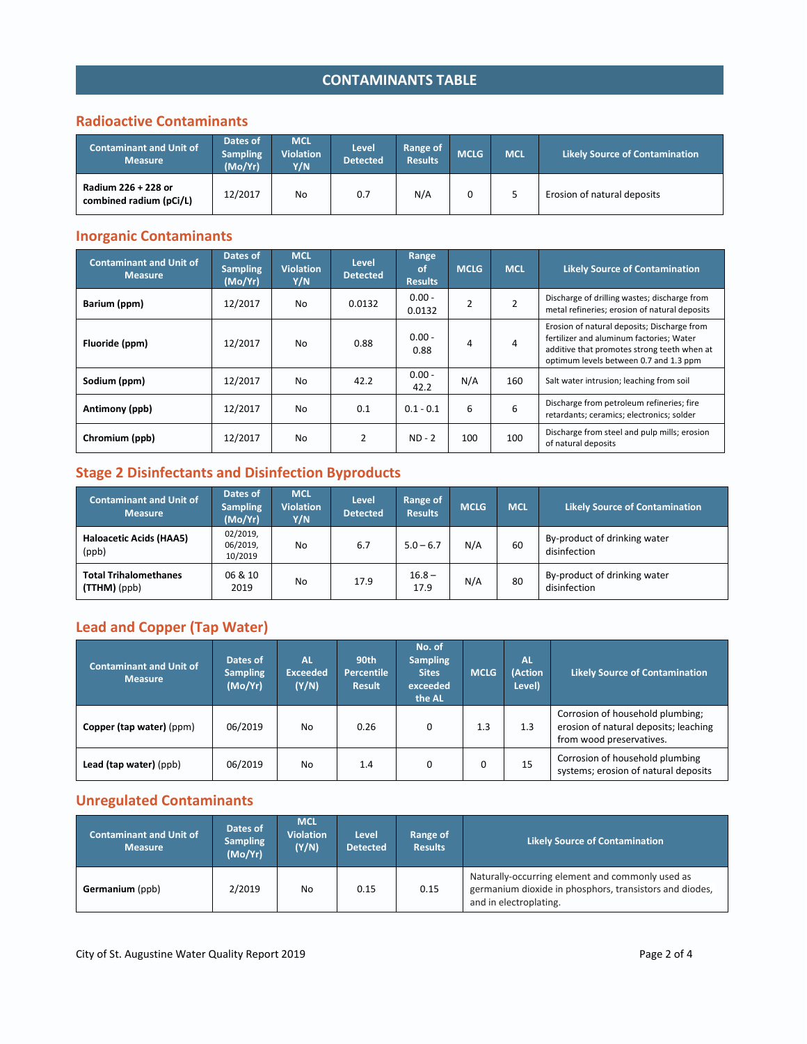## CONTAINTS TABLE

### Radioactive Contaminants

| Contaminant and Unit of Measure | Dates of Sampling (Mo/Yr) | MCL Violation Y/N | Level Detected | Range of Results | MCLG | MCL | Likely Source of Contamination |
|---|---|---|---|---|---|---|---|
| **Radium 226 + 228 or combined radium (pCi/L)** | 12/2017 | No | 0.7 | N/A | 0 | 5 | Erosion of natural deposits |

### Inorganic Contaminants

| Contaminant and Unit of Measure | Dates of Sampling (Mo/Yr) | MCL Violation Y/N | Level Detected | Range of Results | MCLG | MCL | Likely Source of Contamination |
|---|---|---|---|---|---|---|---|
| **Barium (ppm)** | 12/2017 | No | 0.0132 | 0.00 - 0.0132 | 2 | 2 | Discharge of drilling wastes; discharge from metal refineries; erosion of natural deposits |
| **Fluoride (ppm)** | 12/2017 | No | 0.88 | 0.00 - 0.88 | 4 | 4 | Erosion of natural deposits; Discharge from fertilizer and aluminum factories; Water additive that promotes strong teeth when at optimum levels between 0.7 and 1.3 ppm |
| **Sodium (ppm)** | 12/2017 | No | 42.2 | 0.00 - 42.2 | N/A | 160 | Salt water intrusion; leaching from soil |
| **Antimony (ppb)** | 12/2017 | No | 0.1 | 0.1 - 0.1 | 6 | 6 | Discharge from petroleum refineries; fire retardants; ceramics; electronics; solder |
| **Chromium (ppb)** | 12/2017 | No | 2 | ND - 2 | 100 | 100 | Discharge from steel and pulp mills; erosion of natural deposits |

### Stage 2 Disinfectants and Disinfection Byproducts

| Contaminant and Unit of Measure | Dates of Sampling (Mo/Yr) | MCL Violation Y/N | Level Detected | Range of Results | MCLG | MCL | Likely Source of Contamination |
|---|---|---|---|---|---|---|---|
| **Haloacetic Acids (HAA5)** (ppb) | 02/2019, 06/2019, 10/2019 | No | 6.7 | 5.0 – 6.7 | N/A | 60 | By-product of drinking water disinfection |
| **Total Trihalomethanes (TTHM)** (ppb) | 06 & 10 2019 | No | 17.9 | 16.8 – 17.9 | N/A | 80 | By-product of drinking water disinfection |

### Lead and Copper (Tap Water)

| Contaminant and Unit of Measure | Dates of Sampling (Mo/Yr) | AL Exceeded (Y/N) | 90th Percentile Result | No. of Sampling Sites exceeded the AL | MCLG | AL (Action Level) | Likely Source of Contamination |
|---|---|---|---|---|---|---|---|
| **Copper (tap water)** (ppm) | 06/2019 | No | 0.26 | 0 | 1.3 | 1.3 | Corrosion of household plumbing; erosion of natural deposits; leaching from wood preservatives. |
| **Lead (tap water)** (ppb) | 06/2019 | No | 1.4 | 0 | 0 | 15 | Corrosion of household plumbing systems; erosion of natural deposits |

### Unregulated Contaminants

| Contaminant and Unit of Measure | Dates of Sampling (Mo/Yr) | MCL Violation (Y/N) | Level Detected | Range of Results | Likely Source of Contamination |
|---|---|---|---|---|---|
| **Germanium** (ppb) | 2/2019 | No | 0.15 | 0.15 | Naturally-occurring element and commonly used as germanium dioxide in phosphors, transistors and diodes, and in electroplating. |

City of St. Augustine Water Quality Report 2019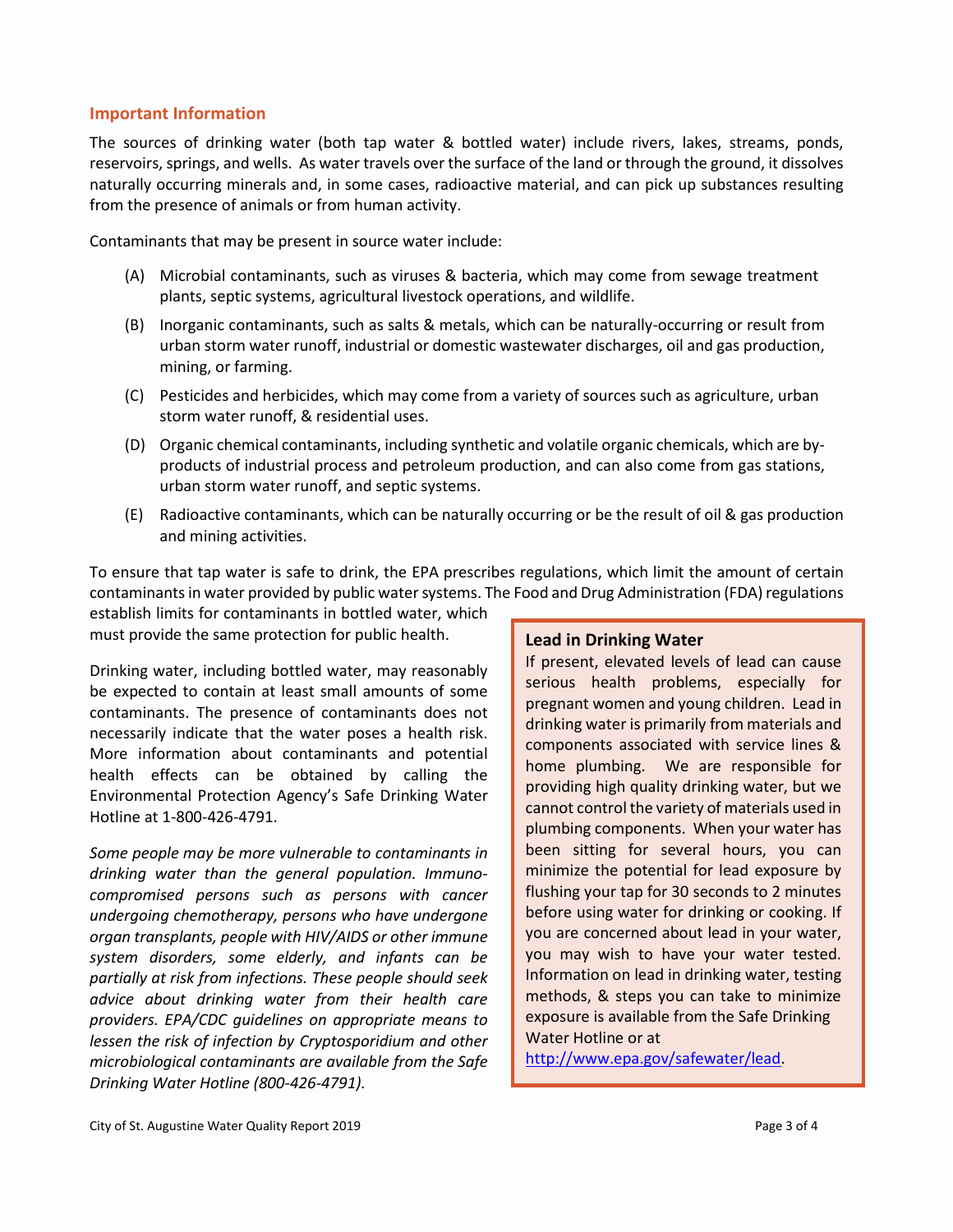## Important Information

The sources of drinking water (both tap water & bottled water) include rivers, lakes, streams, ponds, reservoirs, springs, and wells. As water travels over the surface of the land or through the ground, it dissolves naturally occurring minerals and, in some cases, radioactive material, and can pick up substances resulting from the presence of animals or from human activity.

Contaminants that may be present in source water include:

(A) Microbial contaminants, such as viruses & bacteria, which may come from sewage treatment plants, septic systems, agricultural livestock operations, and wildlife.

(B) Inorganic contaminants, such as salts & metals, which can be naturally-occurring or result from urban storm water runoff, industrial or domestic wastewater discharges, oil and gas production, mining, or farming.

(C) Pesticides and herbicides, which may come from a variety of sources such as agriculture, urban storm water runoff, & residential uses.

(D) Organic chemical contaminants, including synthetic and volatile organic chemicals, which are by-products of industrial process and petroleum production, and can also come from gas stations, urban storm water runoff, and septic systems.

(E) Radioactive contaminants, which can be naturally occurring or be the result of oil & gas production and mining activities.

To ensure that tap water is safe to drink, the EPA prescribes regulations, which limit the amount of certain contaminants in water provided by public water systems. The Food and Drug Administration (FDA) regulations establish limits for contaminants in bottled water, which must provide the same protection for public health.

Drinking water, including bottled water, may reasonably be expected to contain at least small amounts of some contaminants. The presence of contaminants does not necessarily indicate that the water poses a health risk. More information about contaminants and potential health effects can be obtained by calling the Environmental Protection Agency's Safe Drinking Water Hotline at 1-800-426-4791.

*Some people may be more vulnerable to contaminants in drinking water than the general population. Immuno-compromised persons such as persons with cancer undergoing chemotherapy, persons who have undergone organ transplants, people with HIV/AIDS or other immune system disorders, some elderly, and infants can be partially at risk from infections. These people should seek advice about drinking water from their health care providers. EPA/CDC guidelines on appropriate means to lessen the risk of infection by Cryptosporidium and other microbiological contaminants are available from the Safe Drinking Water Hotline (800-426-4791).*

### Lead in Drinking Water

If present, elevated levels of lead can cause serious health problems, especially for pregnant women and young children. Lead in drinking water is primarily from materials and components associated with service lines & home plumbing. We are responsible for providing high quality drinking water, but we cannot control the variety of materials used in plumbing components. When your water has been sitting for several hours, you can minimize the potential for lead exposure by flushing your tap for 30 seconds to 2 minutes before using water for drinking or cooking. If you are concerned about lead in your water, you may wish to have your water tested. Information on lead in drinking water, testing methods, & steps you can take to minimize exposure is available from the Safe Drinking Water Hotline or at http://www.epa.gov/safewater/lead.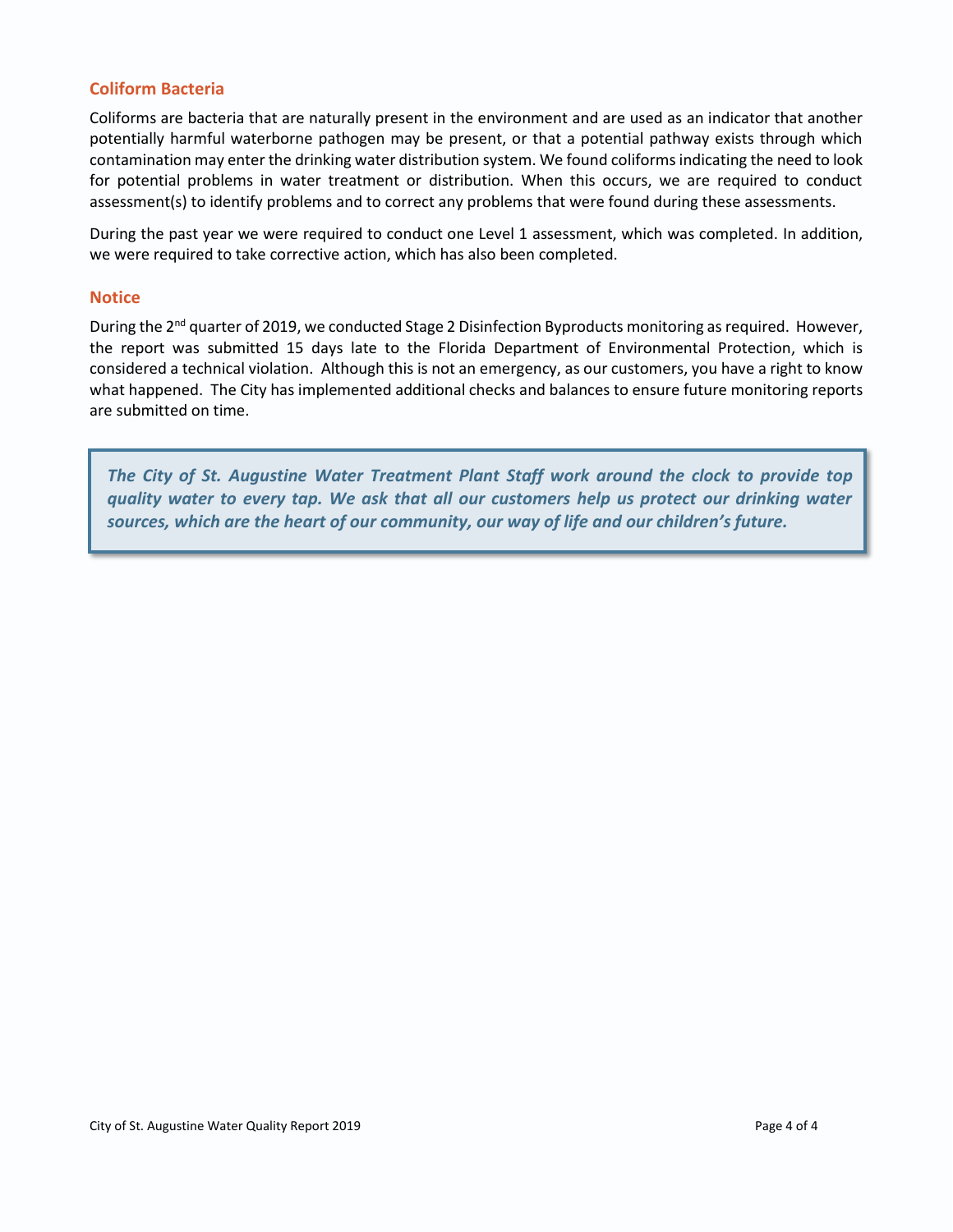## Coliform Bacteria

Coliforms are bacteria that are naturally present in the environment and are used as an indicator that another potentially harmful waterborne pathogen may be present, or that a potential pathway exists through which contamination may enter the drinking water distribution system. We found coliforms indicating the need to look for potential problems in water treatment or distribution. When this occurs, we are required to conduct assessment(s) to identify problems and to correct any problems that were found during these assessments.

During the past year we were required to conduct one Level 1 assessment, which was completed. In addition, we were required to take corrective action, which has also been completed.

## Notice

During the 2nd quarter of 2019, we conducted Stage 2 Disinfection Byproducts monitoring as required. However, the report was submitted 15 days late to the Florida Department of Environmental Protection, which is considered a technical violation. Although this is not an emergency, as our customers, you have a right to know what happened. The City has implemented additional checks and balances to ensure future monitoring reports are submitted on time.

***The City of St. Augustine Water Treatment Plant Staff work around the clock to provide top quality water to every tap. We ask that all our customers help us protect our drinking water sources, which are the heart of our community, our way of life and our children's future.***